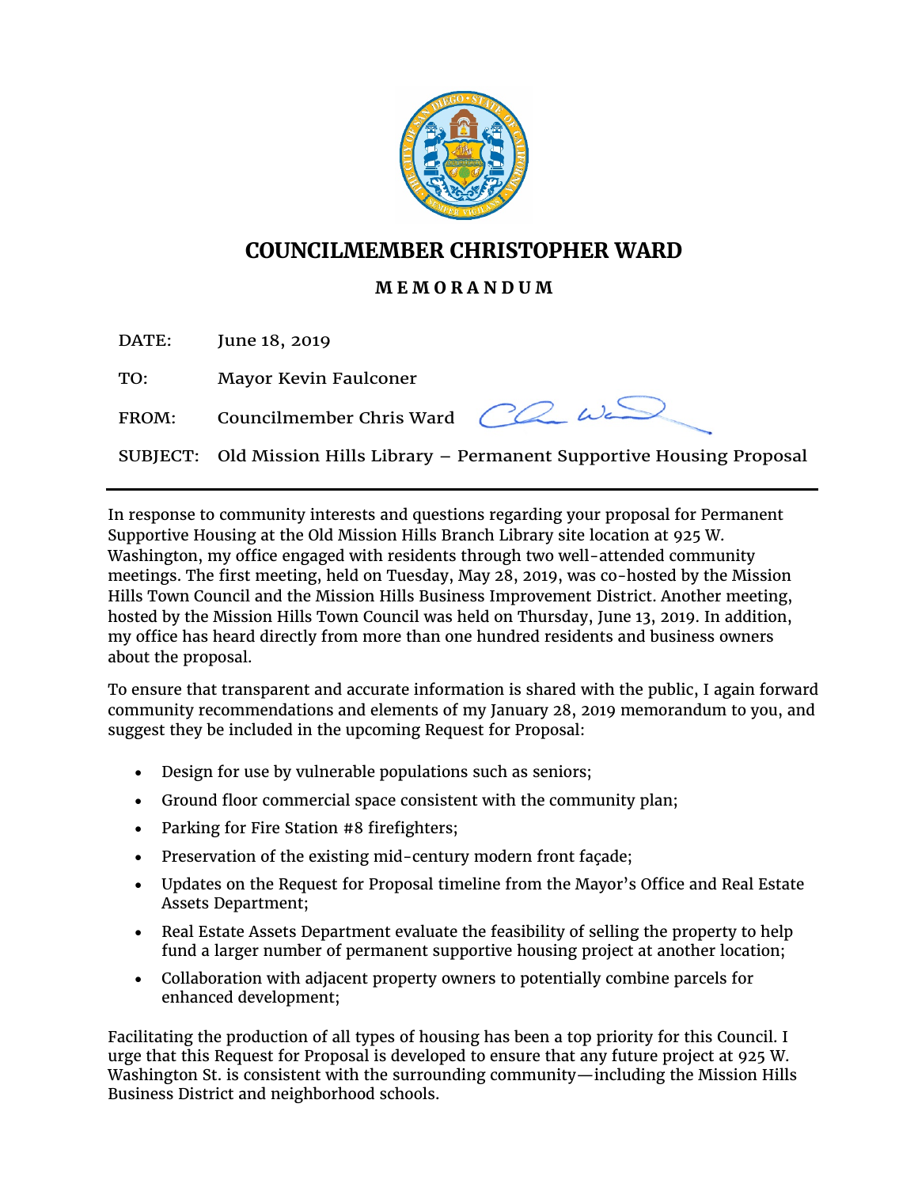# COUNCILMEMBER CHRISTOPHER WARD

## MEMORANDUM

DATE: June 18, 2019

TO: Mayor Kevin Faulconer

FROM: Councilmember Chris Ward

SUBJECT: Old Mission Hills Library – Permanent Supportive Housing Proposal

---

In response to community interests and questions regarding your proposal for Permanent Supportive Housing at the Old Mission Hills Branch Library site location at 925 W. Washington, my office engaged with residents through two well-attended community meetings. The first meeting, held on Tuesday, May 28, 2019, was co-hosted by the Mission Hills Town Council and the Mission Hills Business Improvement District. Another meeting, hosted by the Mission Hills Town Council was held on Thursday, June 13, 2019. In addition, my office has heard directly from more than one hundred residents and business owners about the proposal.

To ensure that transparent and accurate information is shared with the public, I again forward community recommendations and elements of my January 28, 2019 memorandum to you, and suggest they be included in the upcoming Request for Proposal:

- Design for use by vulnerable populations such as seniors;
- Ground floor commercial space consistent with the community plan;
- Parking for Fire Station #8 firefighters;
- Preservation of the existing mid-century modern front façade;
- Updates on the Request for Proposal timeline from the Mayor's Office and Real Estate Assets Department;
- Real Estate Assets Department evaluate the feasibility of selling the property to help fund a larger number of permanent supportive housing project at another location;
- Collaboration with adjacent property owners to potentially combine parcels for enhanced development;

Facilitating the production of all types of housing has been a top priority for this Council. I urge that this Request for Proposal is developed to ensure that any future project at 925 W. Washington St. is consistent with the surrounding community—including the Mission Hills Business District and neighborhood schools.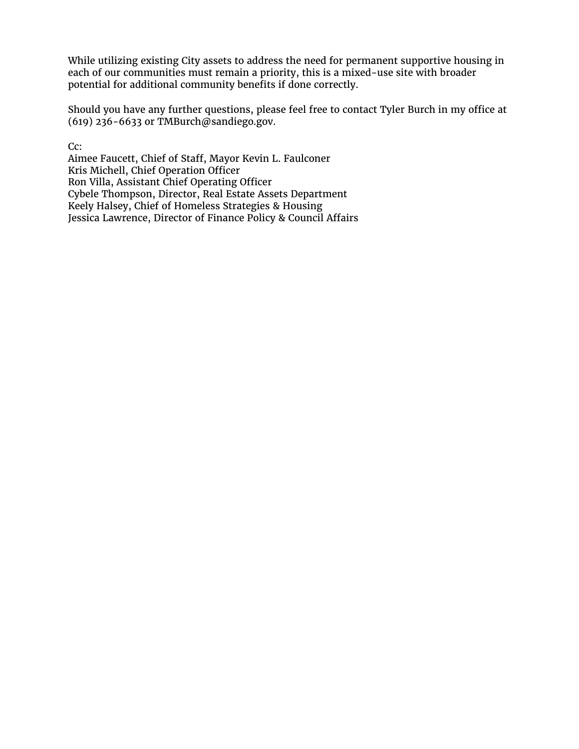While utilizing existing City assets to address the need for permanent supportive housing in each of our communities must remain a priority, this is a mixed-use site with broader potential for additional community benefits if done correctly.

Should you have any further questions, please feel free to contact Tyler Burch in my office at (619) 236-6633 or TMBurch@sandiego.gov.

Cc:  
Aimee Faucett, Chief of Staff, Mayor Kevin L. Faulconer  
Kris Michell, Chief Operation Officer  
Ron Villa, Assistant Chief Operating Officer  
Cybele Thompson, Director, Real Estate Assets Department  
Keely Halsey, Chief of Homeless Strategies & Housing  
Jessica Lawrence, Director of Finance Policy & Council Affairs